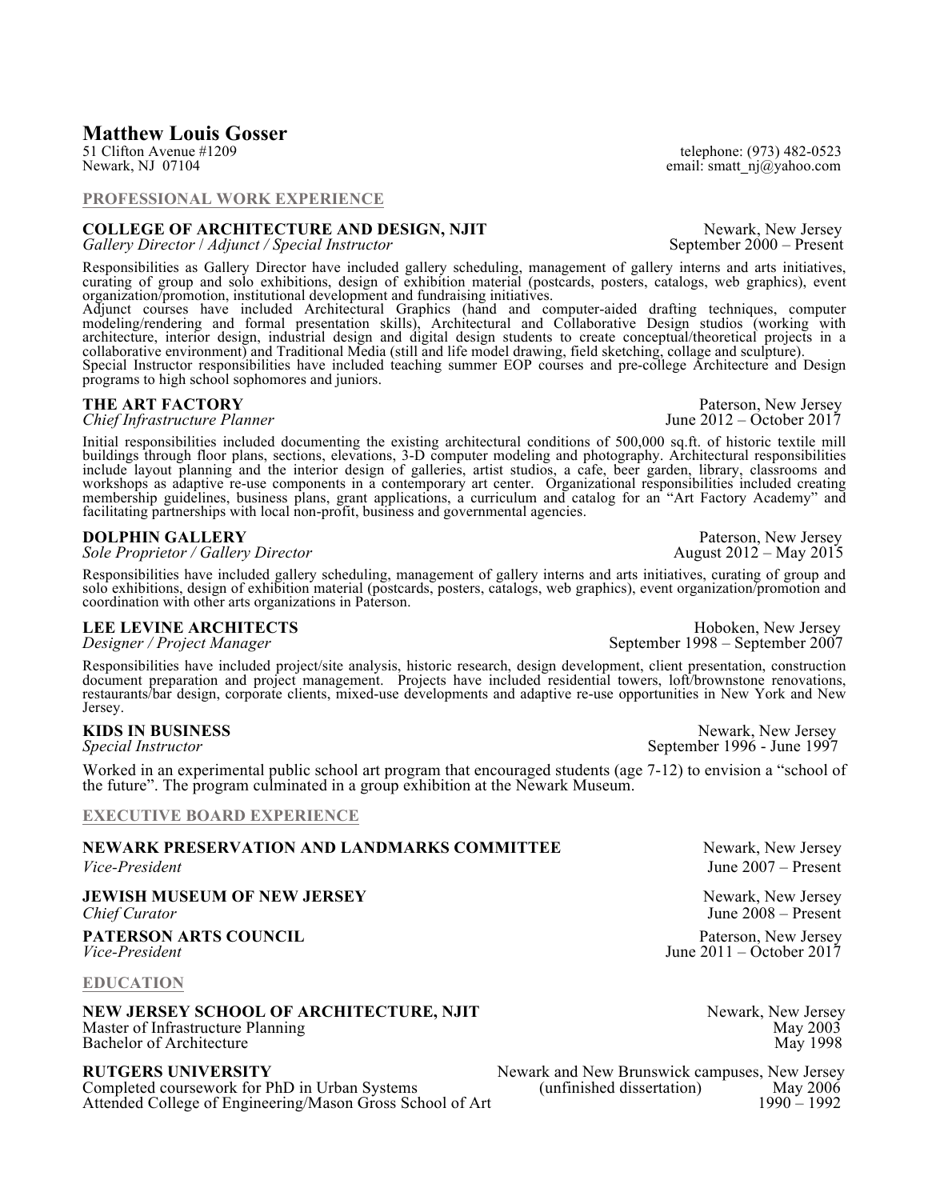# Matthew Louis Gosser

51 Clifton Avenue #1209
Newark, NJ 07104

telephone: (973) 482-0523
email: smatt_nj@yahoo.com

## PROFESSIONAL WORK EXPERIENCE

**COLLEGE OF ARCHITECTURE AND DESIGN, NJIT** — Newark, New Jersey
*Gallery Director / Adjunct / Special Instructor* — September 2000 – Present

Responsibilities as Gallery Director have included gallery scheduling, management of gallery interns and arts initiatives, curating of group and solo exhibitions, design of exhibition material (postcards, posters, catalogs, web graphics), event organization/promotion, institutional development and fundraising initiatives.
Adjunct courses have included Architectural Graphics (hand and computer-aided drafting techniques, computer modeling/rendering and formal presentation skills), Architectural and Collaborative Design studios (working with architecture, interior design, industrial design and digital design students to create conceptual/theoretical projects in a collaborative environment) and Traditional Media (still and life model drawing, field sketching, collage and sculpture).
Special Instructor responsibilities have included teaching summer EOP courses and pre-college Architecture and Design programs to high school sophomores and juniors.

**THE ART FACTORY** — Paterson, New Jersey
*Chief Infrastructure Planner* — June 2012 – October 2017

Initial responsibilities included documenting the existing architectural conditions of 500,000 sq.ft. of historic textile mill buildings through floor plans, sections, elevations, 3-D computer modeling and photography. Architectural responsibilities include layout planning and the interior design of galleries, artist studios, a cafe, beer garden, library, classrooms and workshops as adaptive re-use components in a contemporary art center. Organizational responsibilities included creating membership guidelines, business plans, grant applications, a curriculum and catalog for an "Art Factory Academy" and facilitating partnerships with local non-profit, business and governmental agencies.

**DOLPHIN GALLERY** — Paterson, New Jersey
*Sole Proprietor / Gallery Director* — August 2012 – May 2015

Responsibilities have included gallery scheduling, management of gallery interns and arts initiatives, curating of group and solo exhibitions, design of exhibition material (postcards, posters, catalogs, web graphics), event organization/promotion and coordination with other arts organizations in Paterson.

**LEE LEVINE ARCHITECTS** — Hoboken, New Jersey
*Designer / Project Manager* — September 1998 – September 2007

Responsibilities have included project/site analysis, historic research, design development, client presentation, construction document preparation and project management. Projects have included residential towers, loft/brownstone renovations, restaurants/bar design, corporate clients, mixed-use developments and adaptive re-use opportunities in New York and New Jersey.

**KIDS IN BUSINESS** — Newark, New Jersey
*Special Instructor* — September 1996 - June 1997

Worked in an experimental public school art program that encouraged students (age 7-12) to envision a "school of the future". The program culminated in a group exhibition at the Newark Museum.

## EXECUTIVE BOARD EXPERIENCE

**NEWARK PRESERVATION AND LANDMARKS COMMITTEE** — Newark, New Jersey
*Vice-President* — June 2007 – Present

**JEWISH MUSEUM OF NEW JERSEY** — Newark, New Jersey
*Chief Curator* — June 2008 – Present

**PATERSON ARTS COUNCIL** — Paterson, New Jersey
*Vice-President* — June 2011 – October 2017

## EDUCATION

**NEW JERSEY SCHOOL OF ARCHITECTURE, NJIT** — Newark, New Jersey
Master of Infrastructure Planning — May 2003
Bachelor of Architecture — May 1998

**RUTGERS UNIVERSITY** — Newark and New Brunswick campuses, New Jersey
Completed coursework for PhD in Urban Systems (unfinished dissertation) — May 2006
Attended College of Engineering/Mason Gross School of Art — 1990 – 1992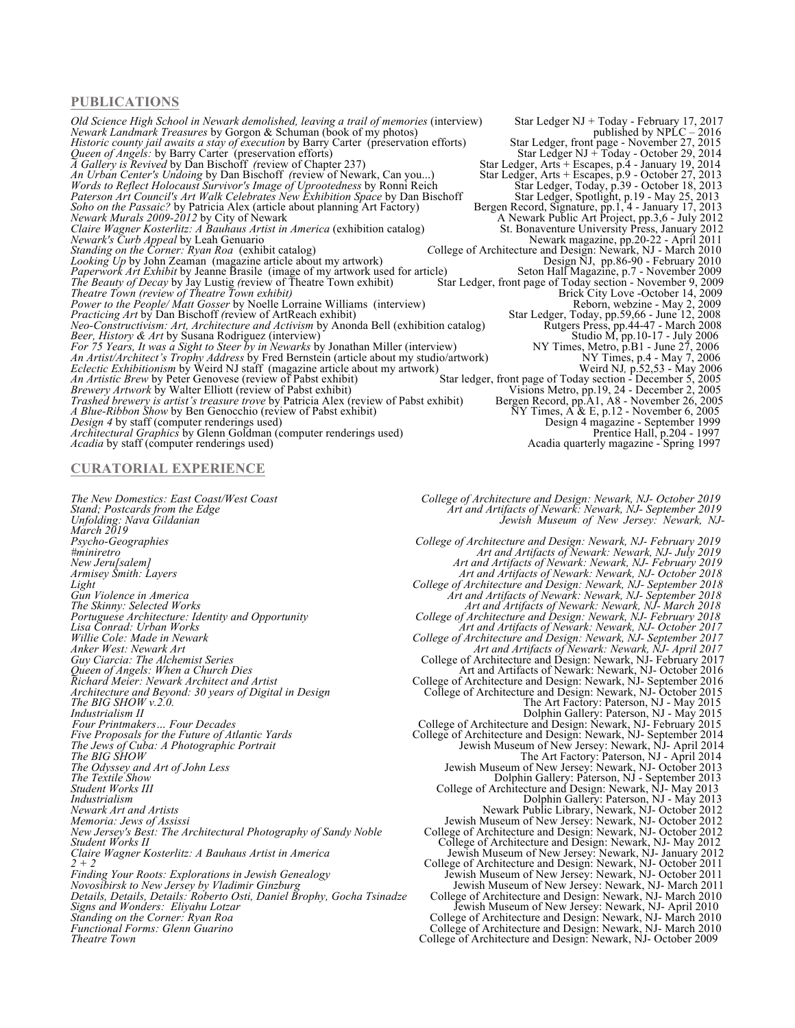## PUBLICATIONS

*Old Science High School in Newark demolished, leaving a trail of memories* (interview) — Star Ledger NJ + Today - February 17, 2017
*Newark Landmark Treasures* by Gorgon & Schuman (book of my photos) — published by NPLC – 2016
*Historic county jail awaits a stay of execution* by Barry Carter (preservation efforts) — Star Ledger, front page - November 27, 2015
*Queen of Angels:* by Barry Carter (preservation efforts) — Star Ledger NJ + Today - October 29, 2014
*A Gallery is Revived* by Dan Bischoff *(*review of Chapter 237) — Star Ledger, Arts + Escapes, p.4 - January 19, 2014
*An Urban Center's Undoing* by Dan Bischoff *(*review of Newark, Can you...) — Star Ledger, Arts + Escapes, p.9 - October 27, 2013
*Words to Reflect Holocaust Survivor's Image of Uprootedness* by Ronni Reich — Star Ledger, Today, p.39 - October 18, 2013
*Paterson Art Council's Art Walk Celebrates New Exhibition Space* by Dan Bischoff — Star Ledger, Spotlight, p.19 - May 25, 2013
*Soho on the Passaic?* by Patricia Alex (article about planning Art Factory) — Bergen Record, Signature, pp.1, 4 - January 17, 2013
*Newark Murals 2009-2012* by City of Newark — A Newark Public Art Project, pp.3,6 - July 2012
*Claire Wagner Kosterlitz: A Bauhaus Artist in America* (exhibition catalog) — St. Bonaventure University Press, January 2012
*Newark's Curb Appeal* by Leah Genuario — Newark magazine, pp.20-22 - April 2011
*Standing on the Corner: Ryan Roa* (exhibit catalog) — College of Architecture and Design: Newark, NJ - March 2010
*Looking Up* by John Zeaman (magazine article about my artwork) — Design NJ, pp.86-90 - February 2010
*Paperwork Art Exhibit* by Jeanne Brasile (image of my artwork used for article) — Seton Hall Magazine, p.7 - November 2009
*The Beauty of Decay* by Jay Lustig *(*review of Theatre Town exhibit) — Star Ledger, front page of Today section - November 9, 2009
*Theatre Town (review of Theatre Town exhibit)* — Brick City Love -October 14, 2009
*Power to the People/ Matt Gosser* by Noelle Lorraine Williams (interview) — Reborn, webzine - May 2, 2009
*Practicing Art* by Dan Bischoff *(*review of ArtReach exhibit) — Star Ledger, Today, pp.59,66 - June 12, 2008
*Neo-Constructivism: Art, Architecture and Activism* by Anonda Bell (exhibition catalog) — Rutgers Press, pp.44-47 - March 2008
*Beer, History & Art* by Susana Rodriguez (interview) — Studio M, pp.10-17 - July 2006
*For 75 Years, It was a Sight to Steer by in Newarks* by Jonathan Miller (interview) — NY Times, Metro, p.B1 - June 27, 2006
*An Artist/Architect's Trophy Address* by Fred Bernstein (article about my studio/artwork) — NY Times, p.4 - May 7, 2006
*Eclectic Exhibitionism* by Weird NJ staff (magazine article about my artwork) — Weird NJ*,* p.52,53 - May 2006
*An Artistic Brew* by Peter Genovese (review of Pabst exhibit) — Star ledger, front page of Today section - December 5, 2005
*Brewery Artwork* by Walter Elliott (review of Pabst exhibit) — Visions Metro, pp.19, 24 - December 2, 2005
*Trashed brewery is artist's treasure trove* by Patricia Alex (review of Pabst exhibit) — Bergen Record, pp.A1, A8 - November 26, 2005
*A Blue-Ribbon Show* by Ben Genocchio (review of Pabst exhibit) — NY Times, A & E, p.12 - November 6, 2005
*Design 4* by staff (computer renderings used) — Design 4 magazine - September 1999
*Architectural Graphics* by Glenn Goldman (computer renderings used) — Prentice Hall, p.204 - 1997
*Acadia* by staff (computer renderings used) — Acadia quarterly magazine - Spring 1997

## CURATORIAL EXPERIENCE

*The New Domestics: East Coast/West Coast* — *College of Architecture and Design: Newark, NJ- October 2019*
*Stand; Postcards from the Edge* — *Art and Artifacts of Newark: Newark, NJ- September 2019*
*Unfolding: Nava Gildanian* — *Jewish Museum of New Jersey: Newark, NJ- March 2019*
*Psycho-Geographies* — *College of Architecture and Design: Newark, NJ- February 2019*
*#miniretro* — *Art and Artifacts of Newark: Newark, NJ- July 2019*
*New Jeru[salem]* — *Art and Artifacts of Newark: Newark, NJ- February 2019*
*Armisey Smith: Layers* — *Art and Artifacts of Newark: Newark, NJ- October 2018*
*Light* — *College of Architecture and Design: Newark, NJ- September 2018*
*Gun Violence in America* — *Art and Artifacts of Newark: Newark, NJ- September 2018*
*The Skinny: Selected Works* — *Art and Artifacts of Newark: Newark, NJ- March 2018*
*Portuguese Architecture: Identity and Opportunity* — *College of Architecture and Design: Newark, NJ- February 2018*
*Lisa Conrad: Urban Works* — *Art and Artifacts of Newark: Newark, NJ- October 2017*
*Willie Cole: Made in Newark* — *College of Architecture and Design: Newark, NJ- September 2017*
*Anker West: Newark Art* — *Art and Artifacts of Newark: Newark, NJ- April 2017*
*Guy Ciarcia: The Alchemist Series* — College of Architecture and Design: Newark, NJ- February 2017
*Queen of Angels: When a Church Dies* — Art and Artifacts of Newark: Newark, NJ- October 2016
*Richard Meier: Newark Architect and Artist* — College of Architecture and Design: Newark, NJ- September 2016
*Architecture and Beyond: 30 years of Digital in Design* — College of Architecture and Design: Newark, NJ- October 2015
*The BIG SHOW v.2.0.* — The Art Factory: Paterson, NJ - May 2015
*Industrialism II* — Dolphin Gallery: Paterson, NJ - May 2015
*Four Printmakers… Four Decades* — College of Architecture and Design: Newark, NJ- February 2015
*Five Proposals for the Future of Atlantic Yards* — College of Architecture and Design: Newark, NJ- September 2014
*The Jews of Cuba: A Photographic Portrait* — Jewish Museum of New Jersey: Newark, NJ- April 2014
*The BIG SHOW* — The Art Factory: Paterson, NJ - April 2014
*The Odyssey and Art of John Less* — Jewish Museum of New Jersey: Newark, NJ- October 2013
*The Textile Show* — Dolphin Gallery: Paterson, NJ - September 2013
*Student Works III* — College of Architecture and Design: Newark, NJ- May 2013
*Industrialism* — Dolphin Gallery: Paterson, NJ - May 2013
*Newark Art and Artists* — Newark Public Library, Newark, NJ- October 2012
*Memoria: Jews of Assissi* — Jewish Museum of New Jersey: Newark, NJ- October 2012
*New Jersey's Best: The Architectural Photography of Sandy Noble* — College of Architecture and Design: Newark, NJ- October 2012
*Student Works II* — College of Architecture and Design: Newark, NJ- May 2012
*Claire Wagner Kosterlitz: A Bauhaus Artist in America* — Jewish Museum of New Jersey: Newark, NJ- January 2012
*2 + 2* — College of Architecture and Design: Newark, NJ- October 2011
*Finding Your Roots: Explorations in Jewish Genealogy* — Jewish Museum of New Jersey: Newark, NJ- October 2011
*Novosibirsk to New Jersey by Vladimir Ginzburg* — Jewish Museum of New Jersey: Newark, NJ- March 2011
*Details, Details, Details: Roberto Osti, Daniel Brophy, Gocha Tsinadze* — College of Architecture and Design: Newark, NJ- March 2010
*Signs and Wonders: Eliyahu Lotzar* — Jewish Museum of New Jersey: Newark, NJ- April 2010
*Standing on the Corner: Ryan Roa* — College of Architecture and Design: Newark, NJ- March 2010
*Functional Forms: Glenn Guarino* — College of Architecture and Design: Newark, NJ- March 2010
*Theatre Town* — College of Architecture and Design: Newark, NJ- October 2009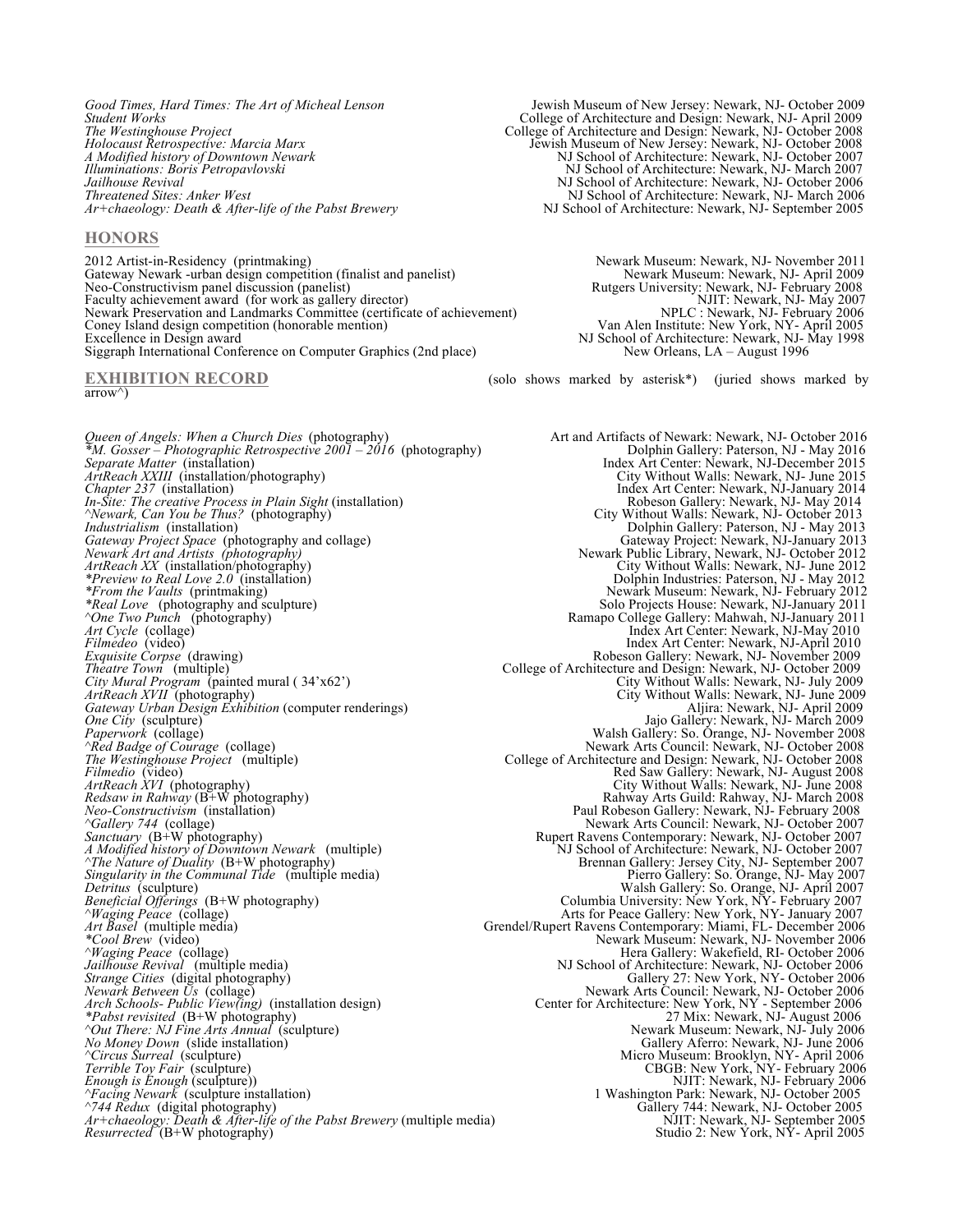*Good Times, Hard Times: The Art of Micheal Lenson* — Jewish Museum of New Jersey: Newark, NJ- October 2009
*Student Works* — College of Architecture and Design: Newark, NJ- April 2009
*The Westinghouse Project* — College of Architecture and Design: Newark, NJ- October 2008
*Holocaust Retrospective: Marcia Marx* — Jewish Museum of New Jersey: Newark, NJ- October 2008
*A Modified history of Downtown Newark* — NJ School of Architecture: Newark, NJ- October 2007
*Illuminations: Boris Petropavlovski* — NJ School of Architecture: Newark, NJ- March 2007
*Jailhouse Revival* — NJ School of Architecture: Newark, NJ- October 2006
*Threatened Sites: Anker West* — NJ School of Architecture: Newark, NJ- March 2006
*Ar+chaeology: Death & After-life of the Pabst Brewery* — NJ School of Architecture: Newark, NJ- September 2005

## HONORS

2012 Artist-in-Residency (printmaking) — Newark Museum: Newark, NJ- November 2011
Gateway Newark -urban design competition (finalist and panelist) — Newark Museum: Newark, NJ- April 2009
Neo-Constructivism panel discussion (panelist) — Rutgers University: Newark, NJ- February 2008
Faculty achievement award (for work as gallery director) — NJIT: Newark, NJ- May 2007
Newark Preservation and Landmarks Committee (certificate of achievement) — NPLC : Newark, NJ- February 2006
Coney Island design competition (honorable mention) — Van Alen Institute: New York, NY- April 2005
Excellence in Design award — NJ School of Architecture: Newark, NJ- May 1998
Siggraph International Conference on Computer Graphics (2nd place) — New Orleans, LA – August 1996

## EXHIBITION RECORD

(solo shows marked by asterisk*) (juried shows marked by arrow^)

*Queen of Angels: When a Church Dies* (photography) — Art and Artifacts of Newark: Newark, NJ- October 2016
**M. Gosser – Photographic Retrospective 2001 – 2016* (photography) — Dolphin Gallery: Paterson, NJ - May 2016
*Separate Matter* (installation) — Index Art Center: Newark, NJ-December 2015
*ArtReach XXIII* (installation/photography) — City Without Walls: Newark, NJ- June 2015
*Chapter 237* (installation) — Index Art Center: Newark, NJ-January 2014
*In-Site: The creative Process in Plain Sight* (installation) — Robeson Gallery: Newark, NJ- May 2014
*^Newark, Can You be Thus?* (photography) — City Without Walls: Newark, NJ- October 2013
*Industrialism* (installation) — Dolphin Gallery: Paterson, NJ - May 2013
*Gateway Project Space* (photography and collage) — Gateway Project: Newark, NJ-January 2013
*Newark Art and Artists (photography)* — Newark Public Library, Newark, NJ- October 2012
*ArtReach XX* (installation/photography) — City Without Walls: Newark, NJ- June 2012
**Preview to Real Love 2.0* (installation) — Dolphin Industries: Paterson, NJ - May 2012
**From the Vaults* (printmaking) — Newark Museum: Newark, NJ- February 2012
**Real Love* (photography and sculpture) — Solo Projects House: Newark, NJ-January 2011
*^One Two Punch* (photography) — Ramapo College Gallery: Mahwah, NJ-January 2011
*Art Cycle* (collage) — Index Art Center: Newark, NJ-May 2010
*Filmedeo* (video) — Index Art Center: Newark, NJ-April 2010
*Exquisite Corpse* (drawing) — Robeson Gallery: Newark, NJ- November 2009
*Theatre Town* (multiple) — College of Architecture and Design: Newark, NJ- October 2009
*City Mural Program* (painted mural ( 34'x62') — City Without Walls: Newark, NJ- July 2009
*ArtReach XVII* (photography) — City Without Walls: Newark, NJ- June 2009
*Gateway Urban Design Exhibition* (computer renderings) — Aljira: Newark, NJ- April 2009
*One City* (sculpture) — Jajo Gallery: Newark, NJ- March 2009
*Paperwork* (collage) — Walsh Gallery: So. Orange, NJ- November 2008
*^Red Badge of Courage* (collage) — Newark Arts Council: Newark, NJ- October 2008
*The Westinghouse Project* (multiple) — College of Architecture and Design: Newark, NJ- October 2008
*Filmedio* (video) — Red Saw Gallery: Newark, NJ- August 2008
*ArtReach XVI* (photography) — City Without Walls: Newark, NJ- June 2008
*Redsaw in Rahway* (B+W photography) — Rahway Arts Guild: Rahway, NJ- March 2008
*Neo-Constructivism* (installation) — Paul Robeson Gallery: Newark, NJ- February 2008
*^Gallery 744* (collage) — Newark Arts Council: Newark, NJ- October 2007
*Sanctuary* (B+W photography) — Rupert Ravens Contemporary: Newark, NJ- October 2007
*A Modified history of Downtown Newark* (multiple) — NJ School of Architecture: Newark, NJ- October 2007
*^The Nature of Duality* (B+W photography) — Brennan Gallery: Jersey City, NJ- September 2007
*Singularity in the Communal Tide* (multiple media) — Pierro Gallery: So. Orange, NJ- May 2007
*Detritus* (sculpture) — Walsh Gallery: So. Orange, NJ- April 2007
*Beneficial Offerings* (B+W photography) — Columbia University: New York, NY- February 2007
*^Waging Peace* (collage) — Arts for Peace Gallery: New York, NY- January 2007
*Art Basel* (multiple media) — Grendel/Rupert Ravens Contemporary: Miami, FL- December 2006
**Cool Brew* (video) — Newark Museum: Newark, NJ- November 2006
*^Waging Peace* (collage) — Hera Gallery: Wakefield, RI- October 2006
*Jailhouse Revival* (multiple media) — NJ School of Architecture: Newark, NJ- October 2006
*Strange Cities* (digital photography) — Gallery 27: New York, NY- October 2006
*Newark Between Us* (collage) — Newark Arts Council: Newark, NJ- October 2006
*Arch Schools- Public View(ing)* (installation design) — Center for Architecture: New York, NY - September 2006
**Pabst revisited* (B+W photography) — 27 Mix: Newark, NJ- August 2006
*^Out There: NJ Fine Arts Annual* (sculpture) — Newark Museum: Newark, NJ- July 2006
*No Money Down* (slide installation) — Gallery Aferro: Newark, NJ- June 2006
*^Circus Surreal* (sculpture) — Micro Museum: Brooklyn, NY- April 2006
*Terrible Toy Fair* (sculpture) — CBGB: New York, NY- February 2006
*Enough is Enough* (sculpture)) — NJIT: Newark, NJ- February 2006
*^Facing Newark* (sculpture installation) — 1 Washington Park: Newark, NJ- October 2005
*^744 Redux* (digital photography) — Gallery 744: Newark, NJ- October 2005
*Ar+chaeology: Death & After-life of the Pabst Brewery* (multiple media) — NJIT: Newark, NJ- September 2005
*Resurrected* (B+W photography) — Studio 2: New York, NY- April 2005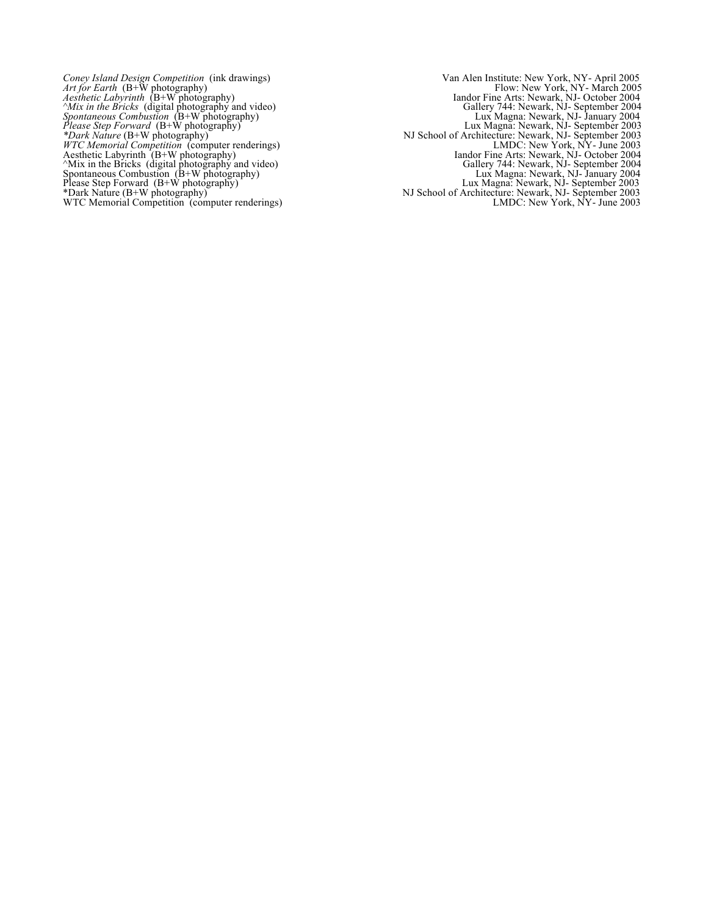| | |
|---|---|
| *Coney Island Design Competition* (ink drawings) | Van Alen Institute: New York, NY- April 2005 |
| *Art for Earth* (B+W photography) | Flow: New York, NY- March 2005 |
| *Aesthetic Labyrinth* (B+W photography) | Iandor Fine Arts: Newark, NJ- October 2004 |
| *^Mix in the Bricks* (digital photography and video) | Gallery 744: Newark, NJ- September 2004 |
| *Spontaneous Combustion* (B+W photography) | Lux Magna: Newark, NJ- January 2004 |
| *Please Step Forward* (B+W photography) | Lux Magna: Newark, NJ- September 2003 |
| *\*Dark Nature* (B+W photography) | NJ School of Architecture: Newark, NJ- September 2003 |
| *WTC Memorial Competition* (computer renderings) | LMDC: New York, NY- June 2003 |
| Aesthetic Labyrinth (B+W photography) | Iandor Fine Arts: Newark, NJ- October 2004 |
| ^Mix in the Bricks (digital photography and video) | Gallery 744: Newark, NJ- September 2004 |
| Spontaneous Combustion (B+W photography) | Lux Magna: Newark, NJ- January 2004 |
| Please Step Forward (B+W photography) | Lux Magna: Newark, NJ- September 2003 |
| *Dark Nature (B+W photography) | NJ School of Architecture: Newark, NJ- September 2003 |
| WTC Memorial Competition (computer renderings) | LMDC: New York, NY- June 2003 |